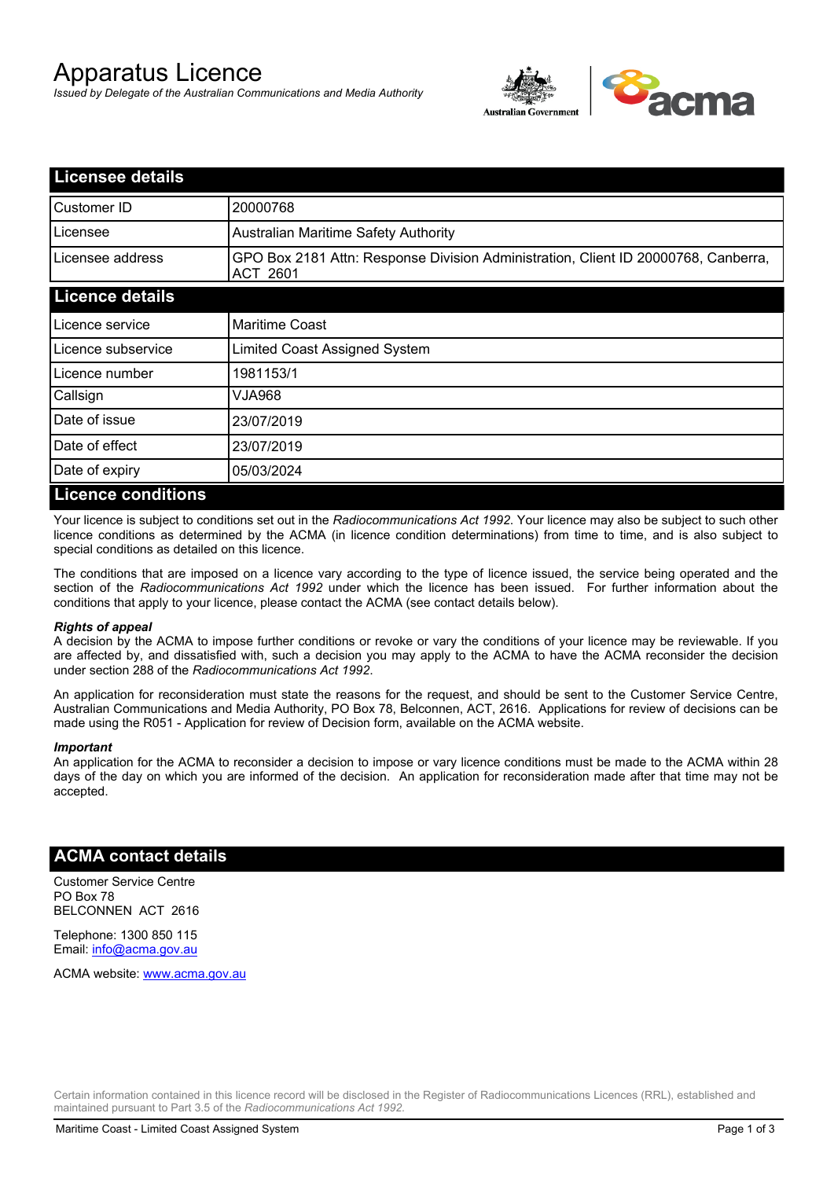# Apparatus Licence

*Issued by Delegate of the Australian Communications and Media Authority*

## Licensee details

| | |
|---|---|
| Customer ID | 20000768 |
| Licensee | Australian Maritime Safety Authority |
| Licensee address | GPO Box 2181 Attn: Response Division Administration, Client ID 20000768, Canberra, ACT 2601 |

## Licence details

| | |
|---|---|
| Licence service | Maritime Coast |
| Licence subservice | Limited Coast Assigned System |
| Licence number | 1981153/1 |
| Callsign | VJA968 |
| Date of issue | 23/07/2019 |
| Date of effect | 23/07/2019 |
| Date of expiry | 05/03/2024 |

## Licence conditions

Your licence is subject to conditions set out in the *Radiocommunications Act 1992*. Your licence may also be subject to such other licence conditions as determined by the ACMA (in licence condition determinations) from time to time, and is also subject to special conditions as detailed on this licence.

The conditions that are imposed on a licence vary according to the type of licence issued, the service being operated and the section of the *Radiocommunications Act 1992* under which the licence has been issued. For further information about the conditions that apply to your licence, please contact the ACMA (see contact details below).

***Rights of appeal***

A decision by the ACMA to impose further conditions or revoke or vary the conditions of your licence may be reviewable. If you are affected by, and dissatisfied with, such a decision you may apply to the ACMA to have the ACMA reconsider the decision under section 288 of the *Radiocommunications Act 1992*.

An application for reconsideration must state the reasons for the request, and should be sent to the Customer Service Centre, Australian Communications and Media Authority, PO Box 78, Belconnen, ACT, 2616. Applications for review of decisions can be made using the R051 - Application for review of Decision form, available on the ACMA website.

***Important***

An application for the ACMA to reconsider a decision to impose or vary licence conditions must be made to the ACMA within 28 days of the day on which you are informed of the decision. An application for reconsideration made after that time may not be accepted.

## ACMA contact details

Customer Service Centre
PO Box 78
BELCONNEN ACT 2616

Telephone: 1300 850 115
Email: info@acma.gov.au

ACMA website: www.acma.gov.au

Certain information contained in this licence record will be disclosed in the Register of Radiocommunications Licences (RRL), established and maintained pursuant to Part 3.5 of the *Radiocommunications Act 1992.*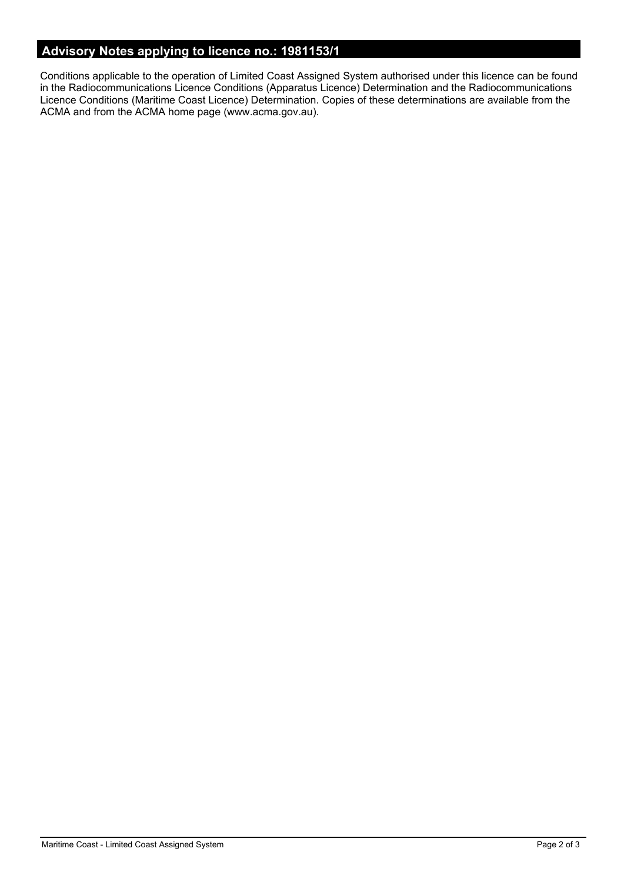## Advisory Notes applying to licence no.: 1981153/1

Conditions applicable to the operation of Limited Coast Assigned System authorised under this licence can be found in the Radiocommunications Licence Conditions (Apparatus Licence) Determination and the Radiocommunications Licence Conditions (Maritime Coast Licence) Determination. Copies of these determinations are available from the ACMA and from the ACMA home page (www.acma.gov.au).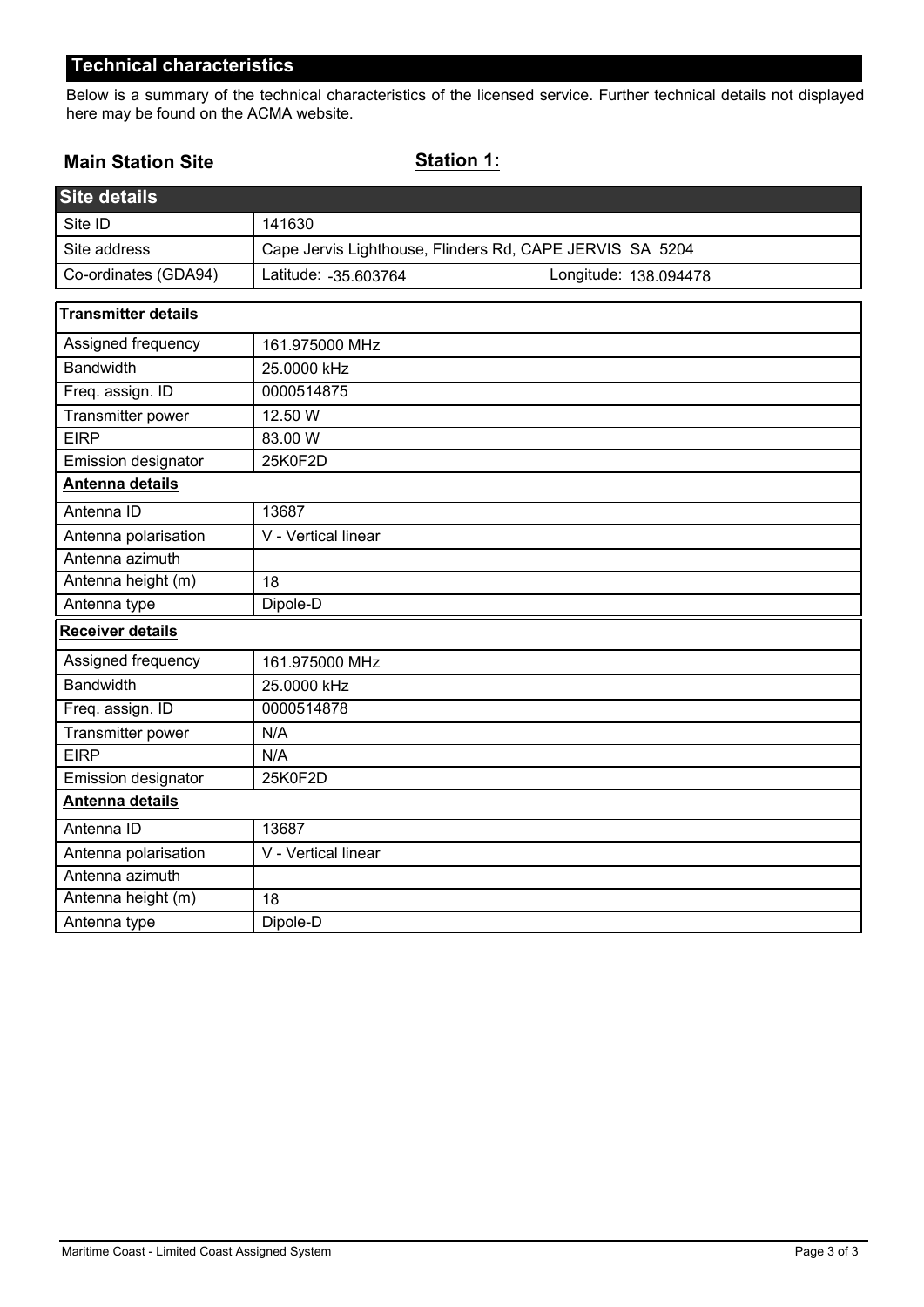## Technical characteristics

Below is a summary of the technical characteristics of the licensed service. Further technical details not displayed here may be found on the ACMA website.

**Main Station Site** **Station 1:**

| Site details | |
|---|---|
| Site ID | 141630 |
| Site address | Cape Jervis Lighthouse, Flinders Rd, CAPE JERVIS SA 5204 |
| Co-ordinates (GDA94) | Latitude: -35.603764 Longitude: 138.094478 |

| Transmitter details | |
|---|---|
| Assigned frequency | 161.975000 MHz |
| Bandwidth | 25.0000 kHz |
| Freq. assign. ID | 0000514875 |
| Transmitter power | 12.50 W |
| EIRP | 83.00 W |
| Emission designator | 25K0F2D |
| **Antenna details** | |
| Antenna ID | 13687 |
| Antenna polarisation | V - Vertical linear |
| Antenna azimuth | |
| Antenna height (m) | 18 |
| Antenna type | Dipole-D |

| Receiver details | |
|---|---|
| Assigned frequency | 161.975000 MHz |
| Bandwidth | 25.0000 kHz |
| Freq. assign. ID | 0000514878 |
| Transmitter power | N/A |
| EIRP | N/A |
| Emission designator | 25K0F2D |
| **Antenna details** | |
| Antenna ID | 13687 |
| Antenna polarisation | V - Vertical linear |
| Antenna azimuth | |
| Antenna height (m) | 18 |
| Antenna type | Dipole-D |